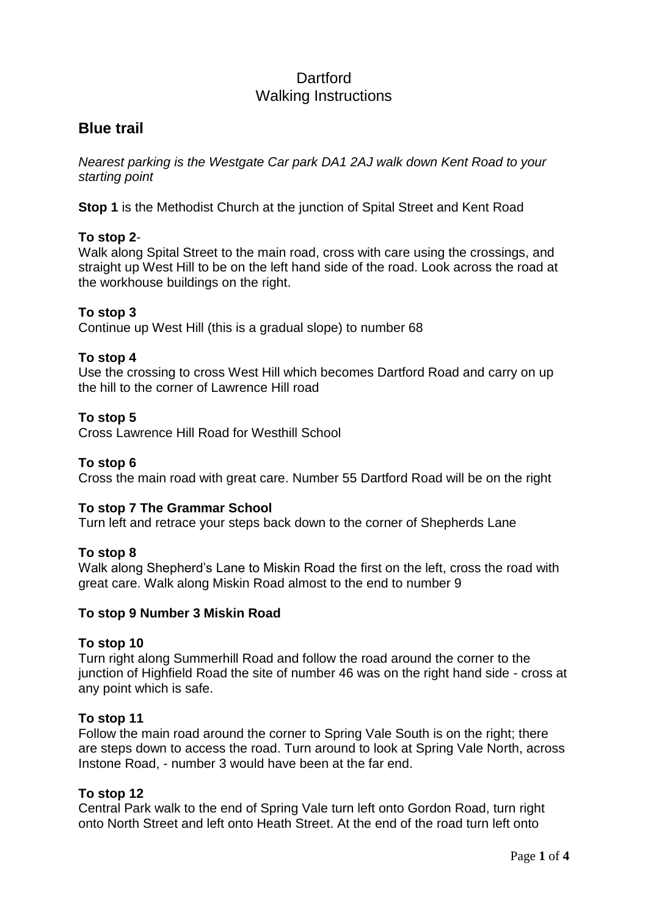# Dartford
# Walking Instructions

## Blue trail

*Nearest parking is the Westgate Car park DA1 2AJ walk down Kent Road to your starting point*

**Stop 1** is the Methodist Church at the junction of Spital Street and Kent Road

**To stop 2**-
Walk along Spital Street to the main road, cross with care using the crossings, and straight up West Hill to be on the left hand side of the road. Look across the road at the workhouse buildings on the right.

**To stop 3**
Continue up West Hill (this is a gradual slope) to number 68

**To stop 4**
Use the crossing to cross West Hill which becomes Dartford Road and carry on up the hill to the corner of Lawrence Hill road

**To stop 5**
Cross Lawrence Hill Road for Westhill School

**To stop 6**
Cross the main road with great care. Number 55 Dartford Road will be on the right

**To stop 7 The Grammar School**
Turn left and retrace your steps back down to the corner of Shepherds Lane

**To stop 8**
Walk along Shepherd's Lane to Miskin Road the first on the left, cross the road with great care. Walk along Miskin Road almost to the end to number 9

**To stop 9 Number 3 Miskin Road**

**To stop 10**
Turn right along Summerhill Road and follow the road around the corner to the junction of Highfield Road the site of number 46 was on the right hand side - cross at any point which is safe.

**To stop 11**
Follow the main road around the corner to Spring Vale South is on the right; there are steps down to access the road. Turn around to look at Spring Vale North, across Instone Road, - number 3 would have been at the far end.

**To stop 12**
Central Park walk to the end of Spring Vale turn left onto Gordon Road, turn right onto North Street and left onto Heath Street. At the end of the road turn left onto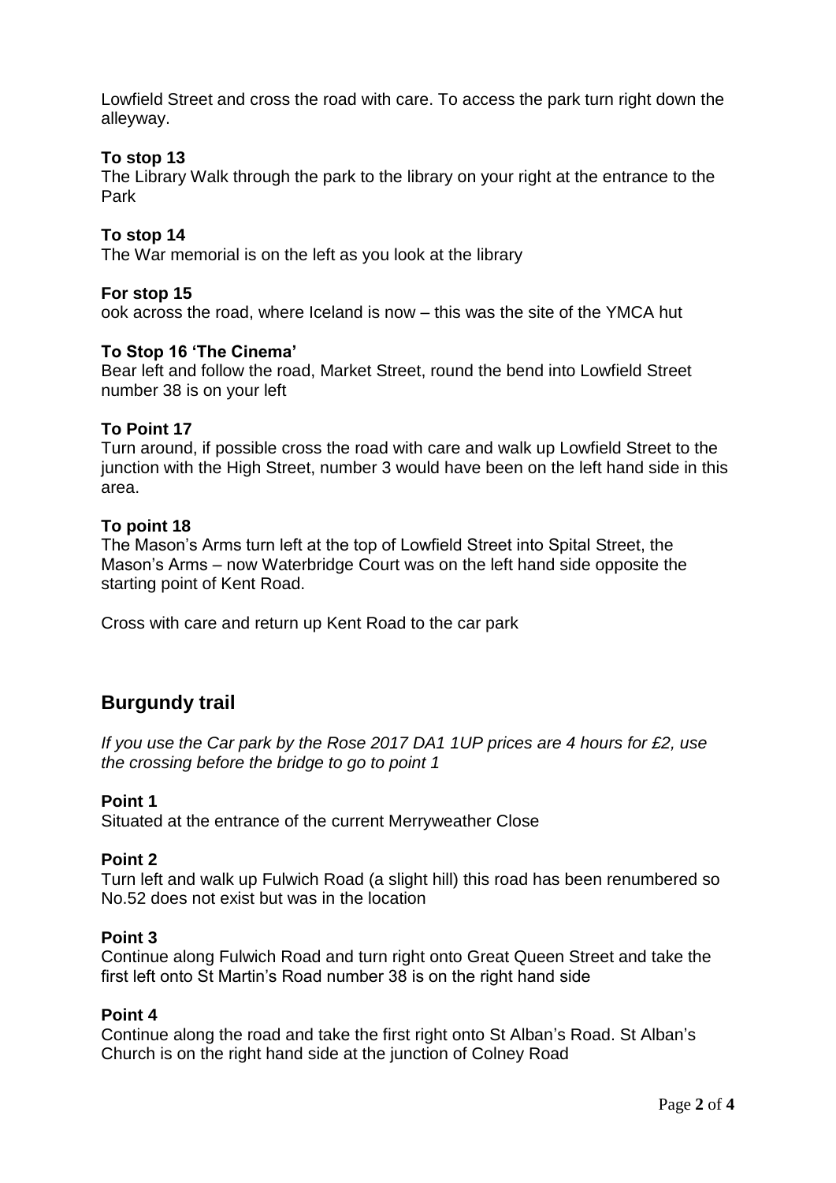Lowfield Street and cross the road with care. To access the park turn right down the alleyway.

**To stop 13**
The Library Walk through the park to the library on your right at the entrance to the Park

**To stop 14**
The War memorial is on the left as you look at the library

**For stop 15**
ook across the road, where Iceland is now – this was the site of the YMCA hut

**To Stop 16 'The Cinema'**
Bear left and follow the road, Market Street, round the bend into Lowfield Street number 38 is on your left

**To Point 17**
Turn around, if possible cross the road with care and walk up Lowfield Street to the junction with the High Street, number 3 would have been on the left hand side in this area.

**To point 18**
The Mason's Arms turn left at the top of Lowfield Street into Spital Street, the Mason's Arms – now Waterbridge Court was on the left hand side opposite the starting point of Kent Road.

Cross with care and return up Kent Road to the car park

## Burgundy trail

*If you use the Car park by the Rose 2017 DA1 1UP prices are 4 hours for £2, use the crossing before the bridge to go to point 1*

**Point 1**
Situated at the entrance of the current Merryweather Close

**Point 2**
Turn left and walk up Fulwich Road (a slight hill) this road has been renumbered so No.52 does not exist but was in the location

**Point 3**
Continue along Fulwich Road and turn right onto Great Queen Street and take the first left onto St Martin's Road number 38 is on the right hand side

**Point 4**
Continue along the road and take the first right onto St Alban's Road. St Alban's Church is on the right hand side at the junction of Colney Road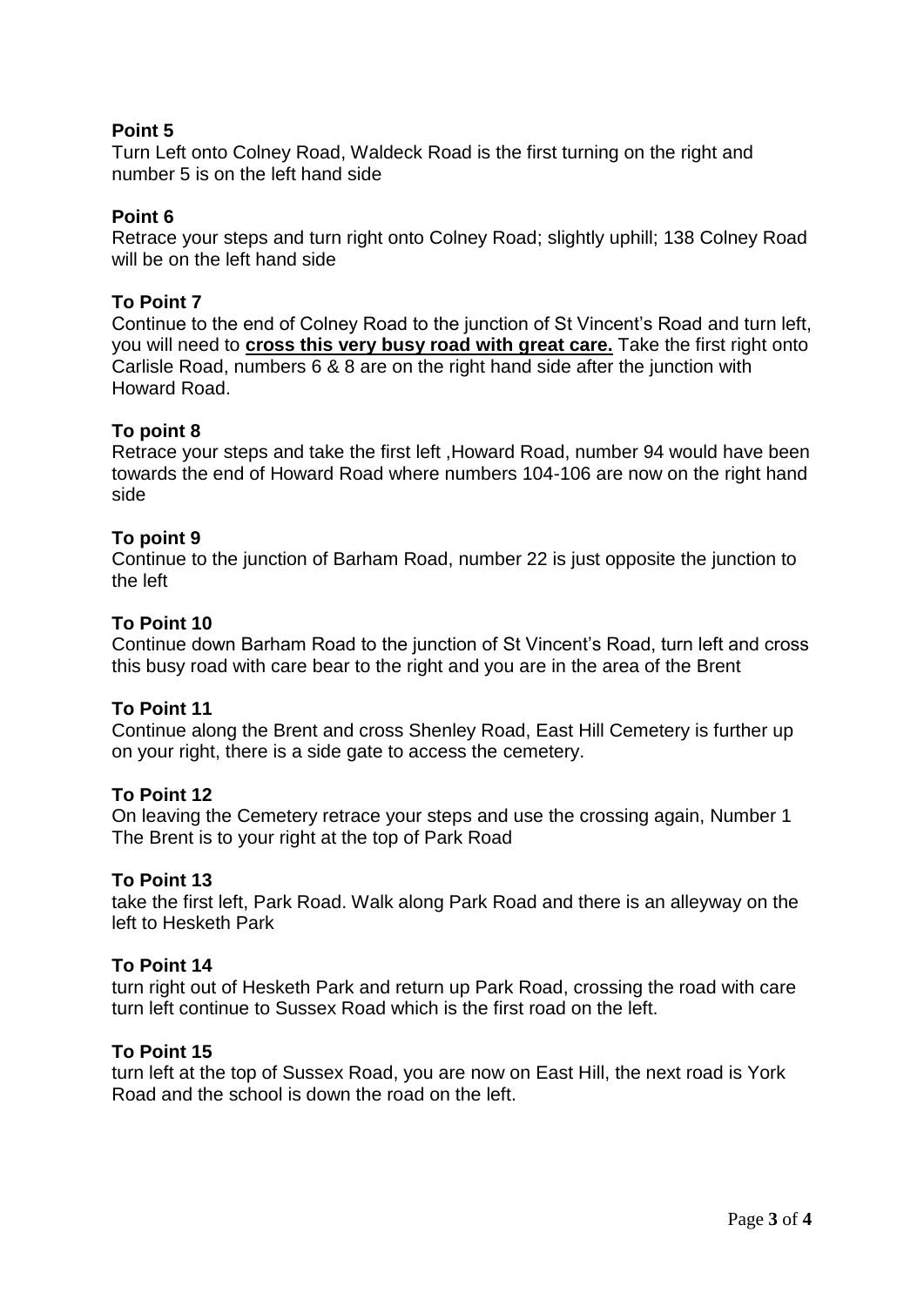**Point 5**

Turn Left onto Colney Road, Waldeck Road is the first turning on the right and number 5 is on the left hand side

**Point 6**

Retrace your steps and turn right onto Colney Road; slightly uphill; 138 Colney Road will be on the left hand side

**To Point 7**

Continue to the end of Colney Road to the junction of St Vincent's Road and turn left, you will need to **cross this very busy road with great care.** Take the first right onto Carlisle Road, numbers 6 & 8 are on the right hand side after the junction with Howard Road.

**To point 8**

Retrace your steps and take the first left ,Howard Road, number 94 would have been towards the end of Howard Road where numbers 104-106 are now on the right hand side

**To point 9**

Continue to the junction of Barham Road, number 22 is just opposite the junction to the left

**To Point 10**

Continue down Barham Road to the junction of St Vincent's Road, turn left and cross this busy road with care bear to the right and you are in the area of the Brent

**To Point 11**

Continue along the Brent and cross Shenley Road, East Hill Cemetery is further up on your right, there is a side gate to access the cemetery.

**To Point 12**

On leaving the Cemetery retrace your steps and use the crossing again, Number 1 The Brent is to your right at the top of Park Road

**To Point 13**

take the first left, Park Road. Walk along Park Road and there is an alleyway on the left to Hesketh Park

**To Point 14**

turn right out of Hesketh Park and return up Park Road, crossing the road with care turn left continue to Sussex Road which is the first road on the left.

**To Point 15**

turn left at the top of Sussex Road, you are now on East Hill, the next road is York Road and the school is down the road on the left.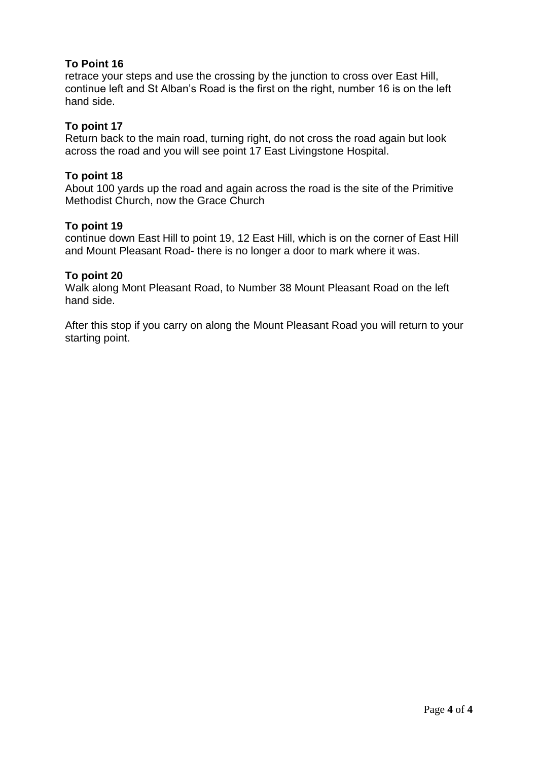**To Point 16**

retrace your steps and use the crossing by the junction to cross over East Hill, continue left and St Alban's Road is the first on the right, number 16 is on the left hand side.

**To point 17**

Return back to the main road, turning right, do not cross the road again but look across the road and you will see point 17 East Livingstone Hospital.

**To point 18**

About 100 yards up the road and again across the road is the site of the Primitive Methodist Church, now the Grace Church

**To point 19**

continue down East Hill to point 19, 12 East Hill, which is on the corner of East Hill and Mount Pleasant Road- there is no longer a door to mark where it was.

**To point 20**

Walk along Mont Pleasant Road, to Number 38 Mount Pleasant Road on the left hand side.

After this stop if you carry on along the Mount Pleasant Road you will return to your starting point.